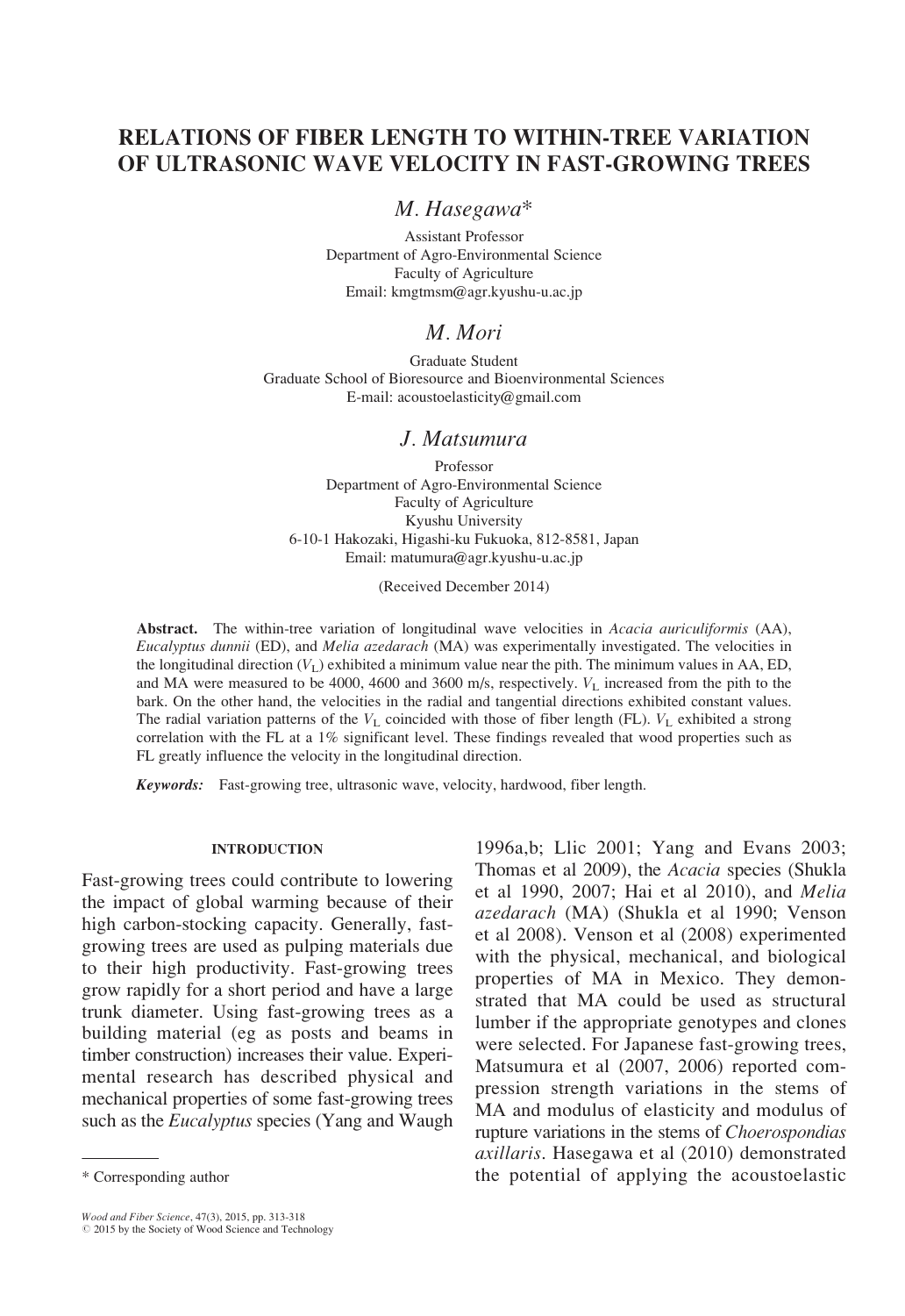# RELATIONS OF FIBER LENGTH TO WITHIN-TREE VARIATION OF ULTRASONIC WAVE VELOCITY IN FAST-GROWING TREES

*M. Hasegawa**

Assistant Professor
Department of Agro-Environmental Science
Faculty of Agriculture
Email: kmgtmsm@agr.kyushu-u.ac.jp

*M. Mori*

Graduate Student
Graduate School of Bioresource and Bioenvironmental Sciences
E-mail: acoustoelasticity@gmail.com

*J. Matsumura*

Professor
Department of Agro-Environmental Science
Faculty of Agriculture
Kyushu University
6-10-1 Hakozaki, Higashi-ku Fukuoka, 812-8581, Japan
Email: matumura@agr.kyushu-u.ac.jp

(Received December 2014)

**Abstract.** The within-tree variation of longitudinal wave velocities in *Acacia auriculiformis* (AA), *Eucalyptus dunnii* (ED), and *Melia azedarach* (MA) was experimentally investigated. The velocities in the longitudinal direction ($V_L$) exhibited a minimum value near the pith. The minimum values in AA, ED, and MA were measured to be 4000, 4600 and 3600 m/s, respectively. $V_L$ increased from the pith to the bark. On the other hand, the velocities in the radial and tangential directions exhibited constant values. The radial variation patterns of the $V_L$ coincided with those of fiber length (FL). $V_L$ exhibited a strong correlation with the FL at a 1% significant level. These findings revealed that wood properties such as FL greatly influence the velocity in the longitudinal direction.

***Keywords:*** Fast-growing tree, ultrasonic wave, velocity, hardwood, fiber length.

## INTRODUCTION

Fast-growing trees could contribute to lowering the impact of global warming because of their high carbon-stocking capacity. Generally, fast-growing trees are used as pulping materials due to their high productivity. Fast-growing trees grow rapidly for a short period and have a large trunk diameter. Using fast-growing trees as a building material (eg as posts and beams in timber construction) increases their value. Experimental research has described physical and mechanical properties of some fast-growing trees such as the *Eucalyptus* species (Yang and Waugh 1996a,b; Llic 2001; Yang and Evans 2003; Thomas et al 2009), the *Acacia* species (Shukla et al 1990, 2007; Hai et al 2010), and *Melia azedarach* (MA) (Shukla et al 1990; Venson et al 2008). Venson et al (2008) experimented with the physical, mechanical, and biological properties of MA in Mexico. They demonstrated that MA could be used as structural lumber if the appropriate genotypes and clones were selected. For Japanese fast-growing trees, Matsumura et al (2007, 2006) reported compression strength variations in the stems of MA and modulus of elasticity and modulus of rupture variations in the stems of *Choerospondias axillaris*. Hasegawa et al (2010) demonstrated the potential of applying the acoustoelastic

\* Corresponding author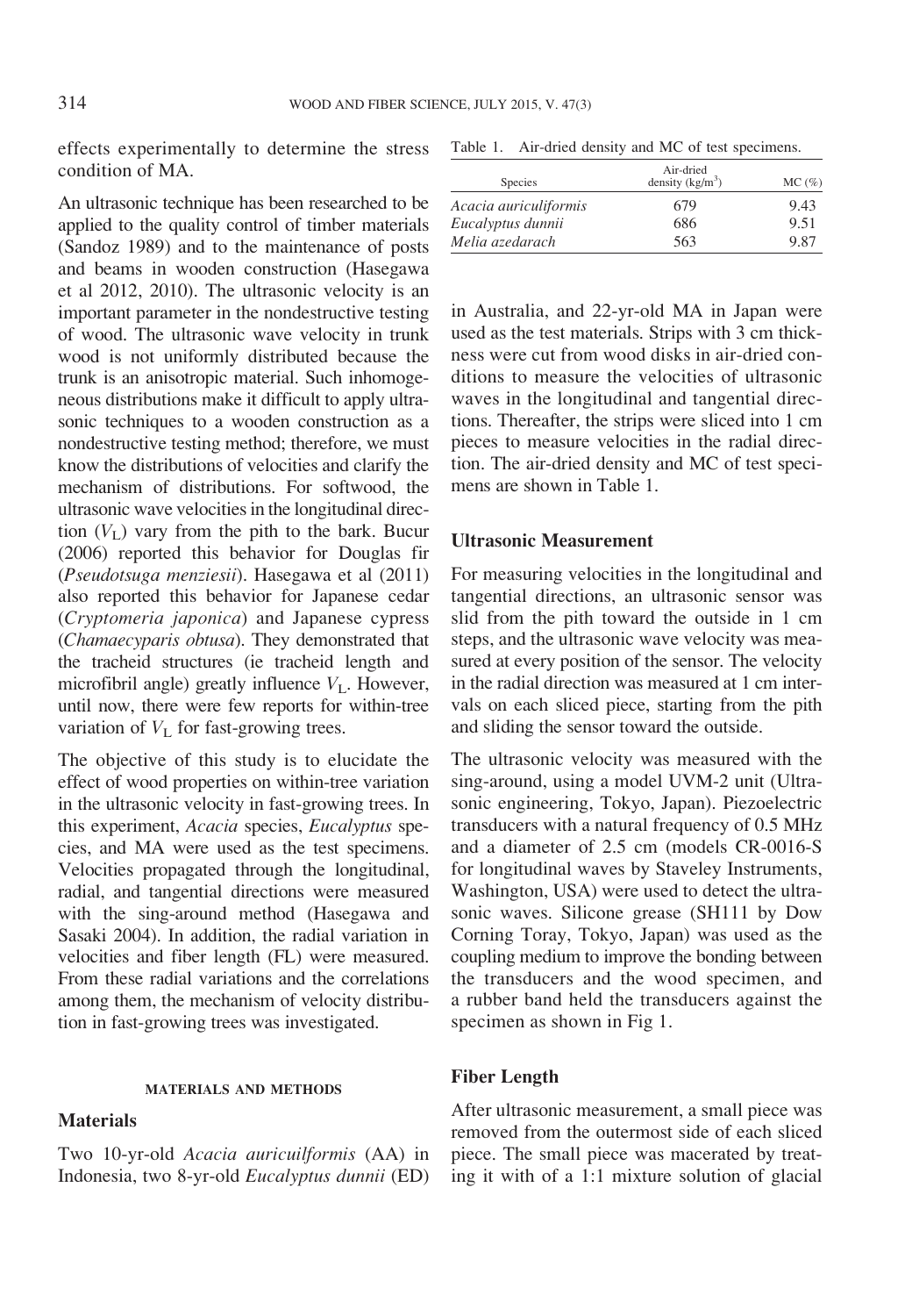effects experimentally to determine the stress condition of MA.

An ultrasonic technique has been researched to be applied to the quality control of timber materials (Sandoz 1989) and to the maintenance of posts and beams in wooden construction (Hasegawa et al 2012, 2010). The ultrasonic velocity is an important parameter in the nondestructive testing of wood. The ultrasonic wave velocity in trunk wood is not uniformly distributed because the trunk is an anisotropic material. Such inhomogeneous distributions make it difficult to apply ultrasonic techniques to a wooden construction as a nondestructive testing method; therefore, we must know the distributions of velocities and clarify the mechanism of distributions. For softwood, the ultrasonic wave velocities in the longitudinal direction ($V_L$) vary from the pith to the bark. Bucur (2006) reported this behavior for Douglas fir (*Pseudotsuga menziesii*). Hasegawa et al (2011) also reported this behavior for Japanese cedar (*Cryptomeria japonica*) and Japanese cypress (*Chamaecyparis obtusa*). They demonstrated that the tracheid structures (ie tracheid length and microfibril angle) greatly influence $V_L$. However, until now, there were few reports for within-tree variation of $V_L$ for fast-growing trees.

The objective of this study is to elucidate the effect of wood properties on within-tree variation in the ultrasonic velocity in fast-growing trees. In this experiment, *Acacia* species, *Eucalyptus* species, and MA were used as the test specimens. Velocities propagated through the longitudinal, radial, and tangential directions were measured with the sing-around method (Hasegawa and Sasaki 2004). In addition, the radial variation in velocities and fiber length (FL) were measured. From these radial variations and the correlations among them, the mechanism of velocity distribution in fast-growing trees was investigated.

## MATERIALS AND METHODS

### Materials

Two 10-yr-old *Acacia auricuilformis* (AA) in Indonesia, two 8-yr-old *Eucalyptus dunnii* (ED) in Australia, and 22-yr-old MA in Japan were used as the test materials. Strips with 3 cm thickness were cut from wood disks in air-dried conditions to measure the velocities of ultrasonic waves in the longitudinal and tangential directions. Thereafter, the strips were sliced into 1 cm pieces to measure velocities in the radial direction. The air-dried density and MC of test specimens are shown in Table 1.

Table 1. Air-dried density and MC of test specimens.

| Species | Air-dried density ($kg/m^3$) | MC (%) |
|---|---|---|
| *Acacia auriculiformis* | 679 | 9.43 |
| *Eucalyptus dunnii* | 686 | 9.51 |
| *Melia azedarach* | 563 | 9.87 |

### Ultrasonic Measurement

For measuring velocities in the longitudinal and tangential directions, an ultrasonic sensor was slid from the pith toward the outside in 1 cm steps, and the ultrasonic wave velocity was measured at every position of the sensor. The velocity in the radial direction was measured at 1 cm intervals on each sliced piece, starting from the pith and sliding the sensor toward the outside.

The ultrasonic velocity was measured with the sing-around, using a model UVM-2 unit (Ultrasonic engineering, Tokyo, Japan). Piezoelectric transducers with a natural frequency of 0.5 MHz and a diameter of 2.5 cm (models CR-0016-S for longitudinal waves by Staveley Instruments, Washington, USA) were used to detect the ultrasonic waves. Silicone grease (SH111 by Dow Corning Toray, Tokyo, Japan) was used as the coupling medium to improve the bonding between the transducers and the wood specimen, and a rubber band held the transducers against the specimen as shown in Fig 1.

### Fiber Length

After ultrasonic measurement, a small piece was removed from the outermost side of each sliced piece. The small piece was macerated by treating it with of a 1:1 mixture solution of glacial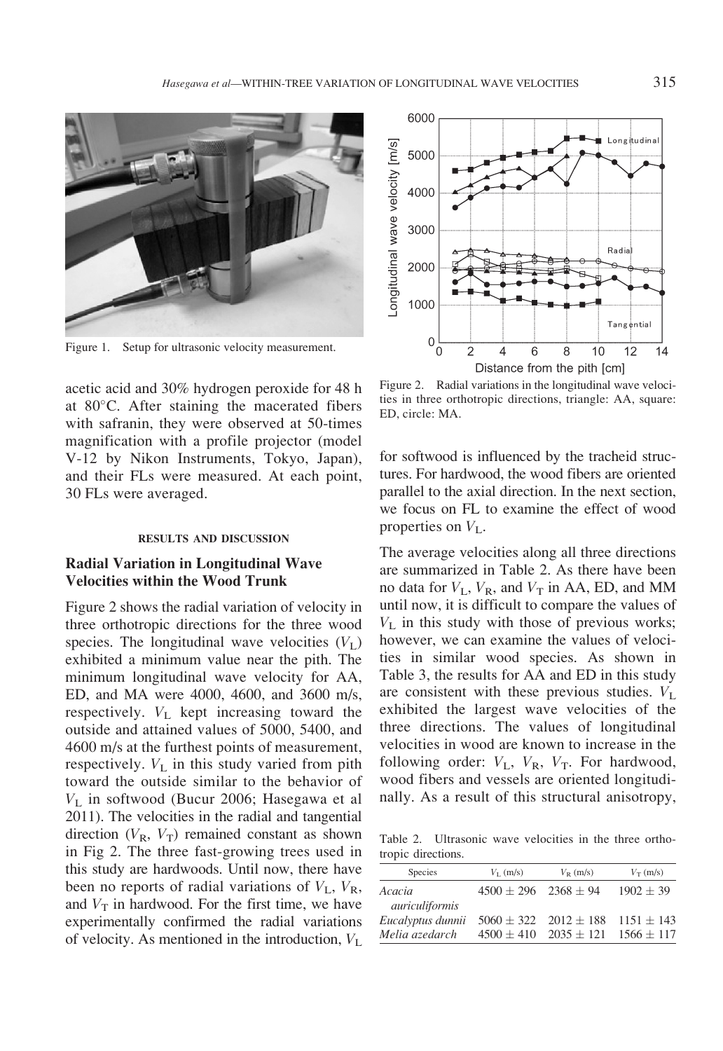Figure 1. Setup for ultrasonic velocity measurement.

acetic acid and 30% hydrogen peroxide for 48 h at 80°C. After staining the macerated fibers with safranin, they were observed at 50-times magnification with a profile projector (model V-12 by Nikon Instruments, Tokyo, Japan), and their FLs were measured. At each point, 30 FLs were averaged.

## RESULTS AND DISCUSSION

### Radial Variation in Longitudinal Wave Velocities within the Wood Trunk

Figure 2 shows the radial variation of velocity in three orthotropic directions for the three wood species. The longitudinal wave velocities ($V_L$) exhibited a minimum value near the pith. The minimum longitudinal wave velocity for AA, ED, and MA were 4000, 4600, and 3600 m/s, respectively. $V_L$ kept increasing toward the outside and attained values of 5000, 5400, and 4600 m/s at the furthest points of measurement, respectively. $V_L$ in this study varied from pith toward the outside similar to the behavior of $V_L$ in softwood (Bucur 2006; Hasegawa et al 2011). The velocities in the radial and tangential direction ($V_R$, $V_T$) remained constant as shown in Fig 2. The three fast-growing trees used in this study are hardwoods. Until now, there have been no reports of radial variations of $V_L$, $V_R$, and $V_T$ in hardwood. For the first time, we have experimentally confirmed the radial variations of velocity. As mentioned in the introduction, $V_L$ for softwood is influenced by the tracheid structures. For hardwood, the wood fibers are oriented parallel to the axial direction. In the next section, we focus on FL to examine the effect of wood properties on $V_L$.

Figure 2. Radial variations in the longitudinal wave velocities in three orthotropic directions, triangle: AA, square: ED, circle: MA.

The average velocities along all three directions are summarized in Table 2. As there have been no data for $V_L$, $V_R$, and $V_T$ in AA, ED, and MM until now, it is difficult to compare the values of $V_L$ in this study with those of previous works; however, we can examine the values of velocities in similar wood species. As shown in Table 3, the results for AA and ED in this study are consistent with these previous studies. $V_L$ exhibited the largest wave velocities of the three directions. The values of longitudinal velocities in wood are known to increase in the following order: $V_L$, $V_R$, $V_T$. For hardwood, wood fibers and vessels are oriented longitudinally. As a result of this structural anisotropy,

Table 2. Ultrasonic wave velocities in the three orthotropic directions.

| Species | $V_L$ (m/s) | $V_R$ (m/s) | $V_T$ (m/s) |
|---|---|---|---|
| *Acacia auriculiformis* | 4500 ± 296 | 2368 ± 94 | 1902 ± 39 |
| *Eucalyptus dunnii* | 5060 ± 322 | 2012 ± 188 | 1151 ± 143 |
| *Melia azedarch* | 4500 ± 410 | 2035 ± 121 | 1566 ± 117 |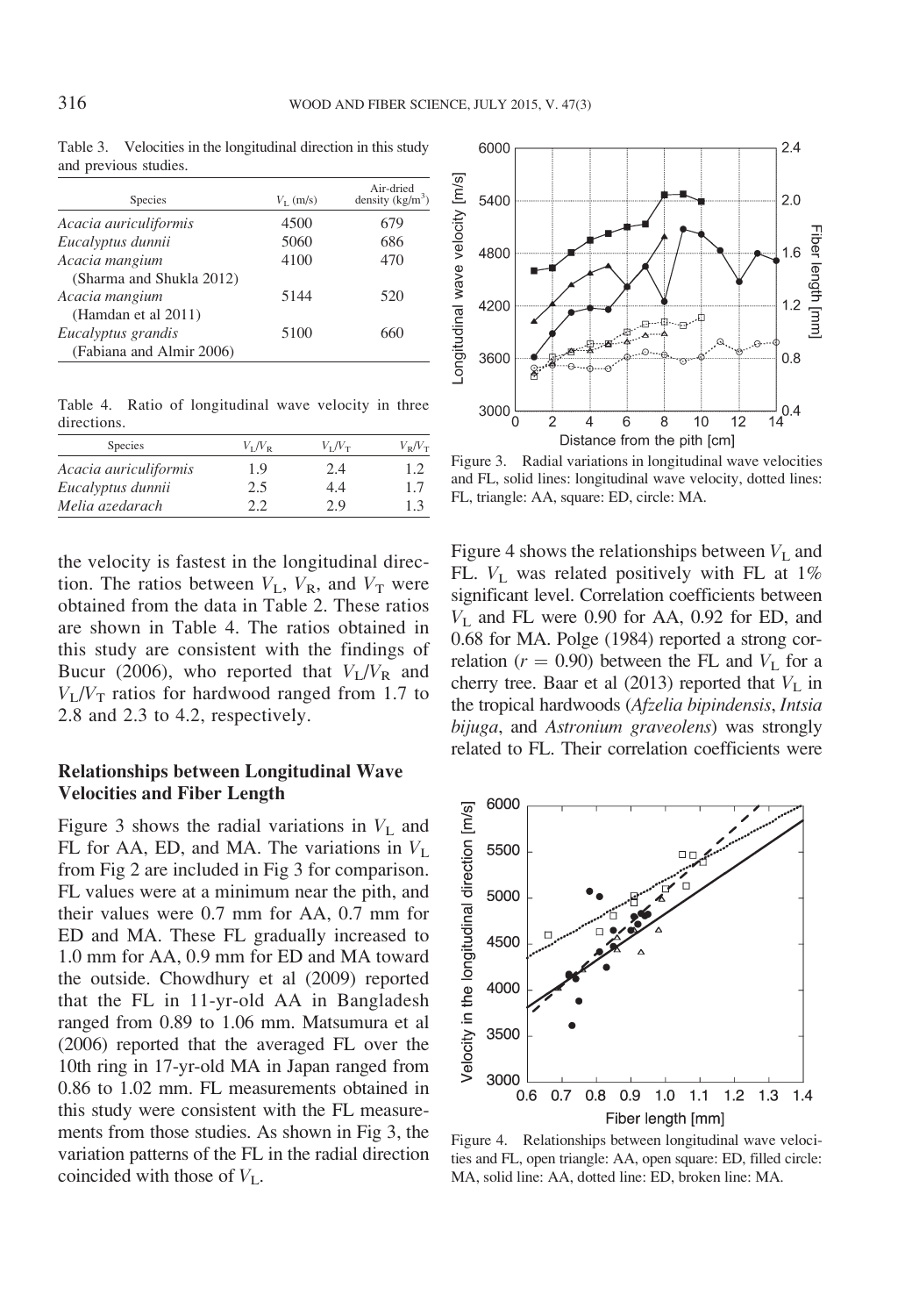Table 3. Velocities in the longitudinal direction in this study and previous studies.

| Species | $V_L$ (m/s) | Air-dried density (kg/m$^3$) |
|---|---|---|
| *Acacia auriculiformis* | 4500 | 679 |
| *Eucalyptus dunnii* | 5060 | 686 |
| *Acacia mangium* (Sharma and Shukla 2012) | 4100 | 470 |
| *Acacia mangium* (Hamdan et al 2011) | 5144 | 520 |
| *Eucalyptus grandis* (Fabiana and Almir 2006) | 5100 | 660 |

Table 4. Ratio of longitudinal wave velocity in three directions.

| Species | $V_L/V_R$ | $V_L/V_T$ | $V_R/V_T$ |
|---|---|---|---|
| *Acacia auriculiformis* | 1.9 | 2.4 | 1.2 |
| *Eucalyptus dunnii* | 2.5 | 4.4 | 1.7 |
| *Melia azedarach* | 2.2 | 2.9 | 1.3 |

the velocity is fastest in the longitudinal direction. The ratios between $V_L$, $V_R$, and $V_T$ were obtained from the data in Table 2. These ratios are shown in Table 4. The ratios obtained in this study are consistent with the findings of Bucur (2006), who reported that $V_L/V_R$ and $V_L/V_T$ ratios for hardwood ranged from 1.7 to 2.8 and 2.3 to 4.2, respectively.

## Relationships between Longitudinal Wave Velocities and Fiber Length

Figure 3 shows the radial variations in $V_L$ and FL for AA, ED, and MA. The variations in $V_L$ from Fig 2 are included in Fig 3 for comparison. FL values were at a minimum near the pith, and their values were 0.7 mm for AA, 0.7 mm for ED and MA. These FL gradually increased to 1.0 mm for AA, 0.9 mm for ED and MA toward the outside. Chowdhury et al (2009) reported that the FL in 11-yr-old AA in Bangladesh ranged from 0.89 to 1.06 mm. Matsumura et al (2006) reported that the averaged FL over the 10th ring in 17-yr-old MA in Japan ranged from 0.86 to 1.02 mm. FL measurements obtained in this study were consistent with the FL measurements from those studies. As shown in Fig 3, the variation patterns of the FL in the radial direction coincided with those of $V_L$.

Figure 3. Radial variations in longitudinal wave velocities and FL, solid lines: longitudinal wave velocity, dotted lines: FL, triangle: AA, square: ED, circle: MA.

Figure 4 shows the relationships between $V_L$ and FL. $V_L$ was related positively with FL at 1% significant level. Correlation coefficients between $V_L$ and FL were 0.90 for AA, 0.92 for ED, and 0.68 for MA. Polge (1984) reported a strong correlation ($r = 0.90$) between the FL and $V_L$ for a cherry tree. Baar et al (2013) reported that $V_L$ in the tropical hardwoods (*Afzelia bipindensis*, *Intsia bijuga*, and *Astronium graveolens*) was strongly related to FL. Their correlation coefficients were

Figure 4. Relationships between longitudinal wave velocities and FL, open triangle: AA, open square: ED, filled circle: MA, solid line: AA, dotted line: ED, broken line: MA.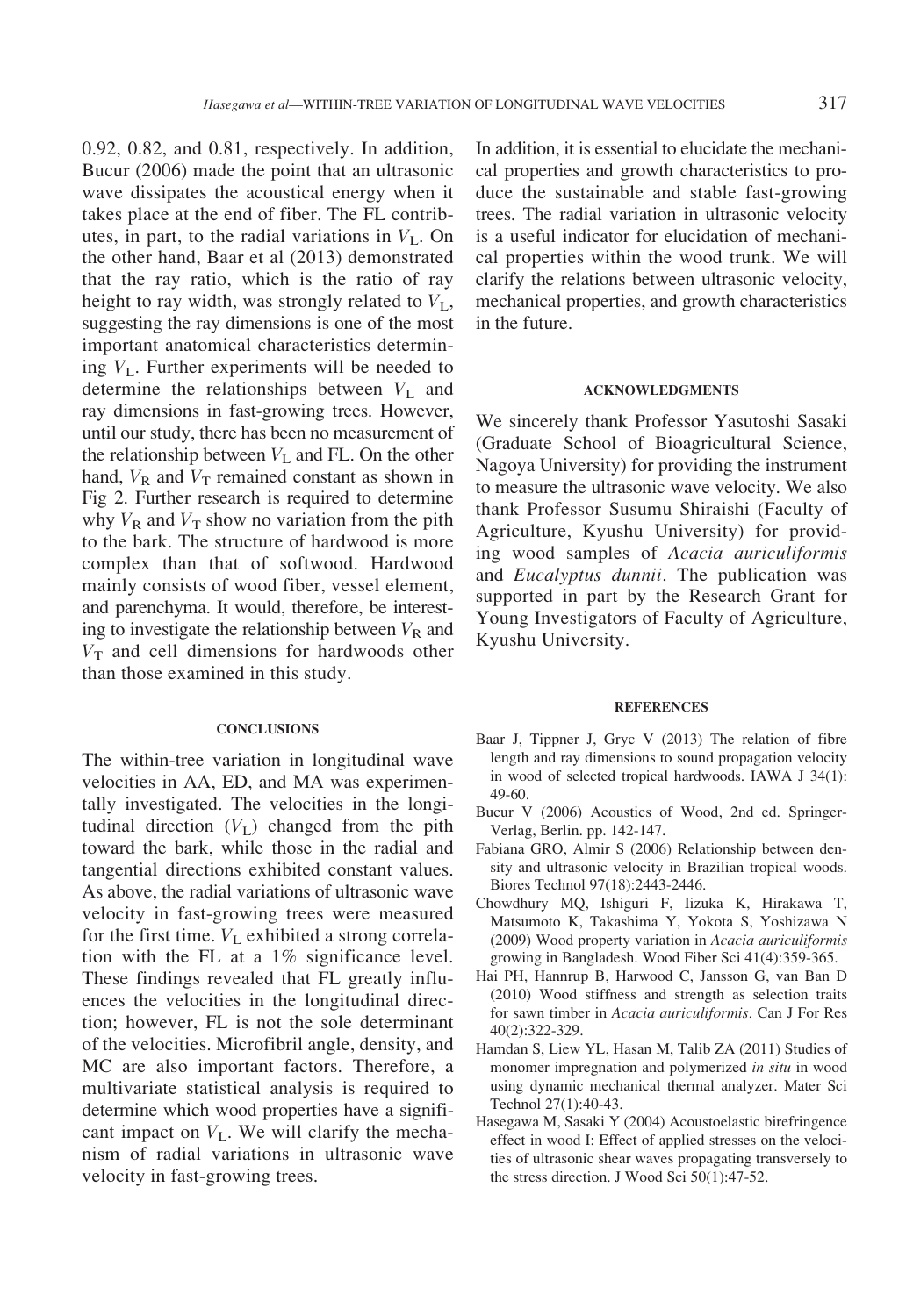0.92, 0.82, and 0.81, respectively. In addition, Bucur (2006) made the point that an ultrasonic wave dissipates the acoustical energy when it takes place at the end of fiber. The FL contributes, in part, to the radial variations in $V_L$. On the other hand, Baar et al (2013) demonstrated that the ray ratio, which is the ratio of ray height to ray width, was strongly related to $V_L$, suggesting the ray dimensions is one of the most important anatomical characteristics determining $V_L$. Further experiments will be needed to determine the relationships between $V_L$ and ray dimensions in fast-growing trees. However, until our study, there has been no measurement of the relationship between $V_L$ and FL. On the other hand, $V_R$ and $V_T$ remained constant as shown in Fig 2. Further research is required to determine why $V_R$ and $V_T$ show no variation from the pith to the bark. The structure of hardwood is more complex than that of softwood. Hardwood mainly consists of wood fiber, vessel element, and parenchyma. It would, therefore, be interesting to investigate the relationship between $V_R$ and $V_T$ and cell dimensions for hardwoods other than those examined in this study.

## CONCLUSIONS

The within-tree variation in longitudinal wave velocities in AA, ED, and MA was experimentally investigated. The velocities in the longitudinal direction ($V_L$) changed from the pith toward the bark, while those in the radial and tangential directions exhibited constant values. As above, the radial variations of ultrasonic wave velocity in fast-growing trees were measured for the first time. $V_L$ exhibited a strong correlation with the FL at a 1% significance level. These findings revealed that FL greatly influences the velocities in the longitudinal direction; however, FL is not the sole determinant of the velocities. Microfibril angle, density, and MC are also important factors. Therefore, a multivariate statistical analysis is required to determine which wood properties have a significant impact on $V_L$. We will clarify the mechanism of radial variations in ultrasonic wave velocity in fast-growing trees. In addition, it is essential to elucidate the mechanical properties and growth characteristics to produce the sustainable and stable fast-growing trees. The radial variation in ultrasonic velocity is a useful indicator for elucidation of mechanical properties within the wood trunk. We will clarify the relations between ultrasonic velocity, mechanical properties, and growth characteristics in the future.

## ACKNOWLEDGMENTS

We sincerely thank Professor Yasutoshi Sasaki (Graduate School of Bioagricultural Science, Nagoya University) for providing the instrument to measure the ultrasonic wave velocity. We also thank Professor Susumu Shiraishi (Faculty of Agriculture, Kyushu University) for providing wood samples of *Acacia auriculiformis* and *Eucalyptus dunnii*. The publication was supported in part by the Research Grant for Young Investigators of Faculty of Agriculture, Kyushu University.

## REFERENCES

Baar J, Tippner J, Gryc V (2013) The relation of fibre length and ray dimensions to sound propagation velocity in wood of selected tropical hardwoods. IAWA J 34(1): 49-60.

Bucur V (2006) Acoustics of Wood, 2nd ed. Springer-Verlag, Berlin. pp. 142-147.

Fabiana GRO, Almir S (2006) Relationship between density and ultrasonic velocity in Brazilian tropical woods. Biores Technol 97(18):2443-2446.

Chowdhury MQ, Ishiguri F, Iizuka K, Hirakawa T, Matsumoto K, Takashima Y, Yokota S, Yoshizawa N (2009) Wood property variation in *Acacia auriculiformis* growing in Bangladesh. Wood Fiber Sci 41(4):359-365.

Hai PH, Hannrup B, Harwood C, Jansson G, van Ban D (2010) Wood stiffness and strength as selection traits for sawn timber in *Acacia auriculiformis*. Can J For Res 40(2):322-329.

Hamdan S, Liew YL, Hasan M, Talib ZA (2011) Studies of monomer impregnation and polymerized *in situ* in wood using dynamic mechanical thermal analyzer. Mater Sci Technol 27(1):40-43.

Hasegawa M, Sasaki Y (2004) Acoustoelastic birefringence effect in wood I: Effect of applied stresses on the velocities of ultrasonic shear waves propagating transversely to the stress direction. J Wood Sci 50(1):47-52.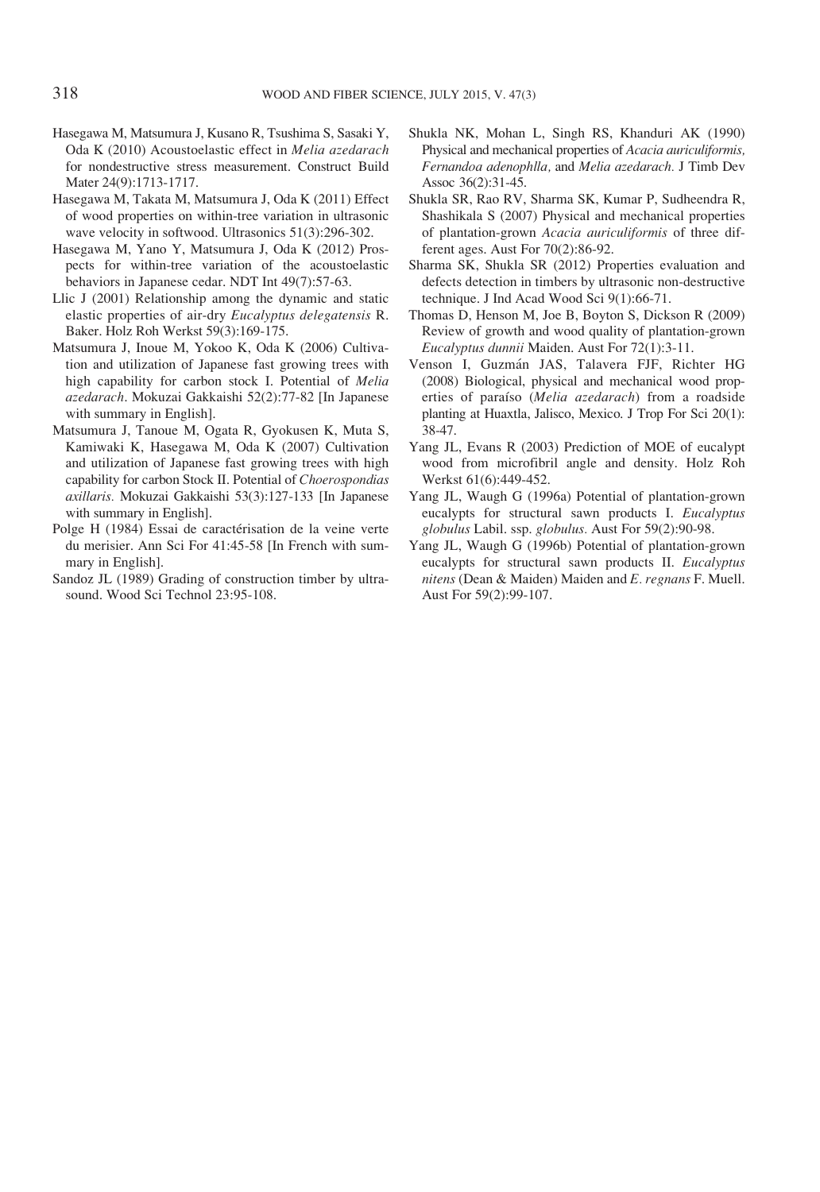Hasegawa M, Matsumura J, Kusano R, Tsushima S, Sasaki Y, Oda K (2010) Acoustoelastic effect in *Melia azedarach* for nondestructive stress measurement. Construct Build Mater 24(9):1713-1717.

Hasegawa M, Takata M, Matsumura J, Oda K (2011) Effect of wood properties on within-tree variation in ultrasonic wave velocity in softwood. Ultrasonics 51(3):296-302.

Hasegawa M, Yano Y, Matsumura J, Oda K (2012) Prospects for within-tree variation of the acoustoelastic behaviors in Japanese cedar. NDT Int 49(7):57-63.

Llic J (2001) Relationship among the dynamic and static elastic properties of air-dry *Eucalyptus delegatensis* R. Baker. Holz Roh Werkst 59(3):169-175.

Matsumura J, Inoue M, Yokoo K, Oda K (2006) Cultivation and utilization of Japanese fast growing trees with high capability for carbon stock I. Potential of *Melia azedarach*. Mokuzai Gakkaishi 52(2):77-82 [In Japanese with summary in English].

Matsumura J, Tanoue M, Ogata R, Gyokusen K, Muta S, Kamiwaki K, Hasegawa M, Oda K (2007) Cultivation and utilization of Japanese fast growing trees with high capability for carbon Stock II. Potential of *Choerospondias axillaris*. Mokuzai Gakkaishi 53(3):127-133 [In Japanese with summary in English].

Polge H (1984) Essai de caractérisation de la veine verte du merisier. Ann Sci For 41:45-58 [In French with summary in English].

Sandoz JL (1989) Grading of construction timber by ultrasound. Wood Sci Technol 23:95-108.

Shukla NK, Mohan L, Singh RS, Khanduri AK (1990) Physical and mechanical properties of *Acacia auriculiformis, Fernandoa adenophlla,* and *Melia azedarach.* J Timb Dev Assoc 36(2):31-45.

Shukla SR, Rao RV, Sharma SK, Kumar P, Sudheendra R, Shashikala S (2007) Physical and mechanical properties of plantation-grown *Acacia auriculiformis* of three different ages. Aust For 70(2):86-92.

Sharma SK, Shukla SR (2012) Properties evaluation and defects detection in timbers by ultrasonic non-destructive technique. J Ind Acad Wood Sci 9(1):66-71.

Thomas D, Henson M, Joe B, Boyton S, Dickson R (2009) Review of growth and wood quality of plantation-grown *Eucalyptus dunnii* Maiden. Aust For 72(1):3-11.

Venson I, Guzmán JAS, Talavera FJF, Richter HG (2008) Biological, physical and mechanical wood properties of paraíso (*Melia azedarach*) from a roadside planting at Huaxtla, Jalisco, Mexico. J Trop For Sci 20(1): 38-47.

Yang JL, Evans R (2003) Prediction of MOE of eucalypt wood from microfibril angle and density. Holz Roh Werkst 61(6):449-452.

Yang JL, Waugh G (1996a) Potential of plantation-grown eucalypts for structural sawn products I. *Eucalyptus globulus* Labil. ssp. *globulus*. Aust For 59(2):90-98.

Yang JL, Waugh G (1996b) Potential of plantation-grown eucalypts for structural sawn products II. *Eucalyptus nitens* (Dean & Maiden) Maiden and *E. regnans* F. Muell. Aust For 59(2):99-107.